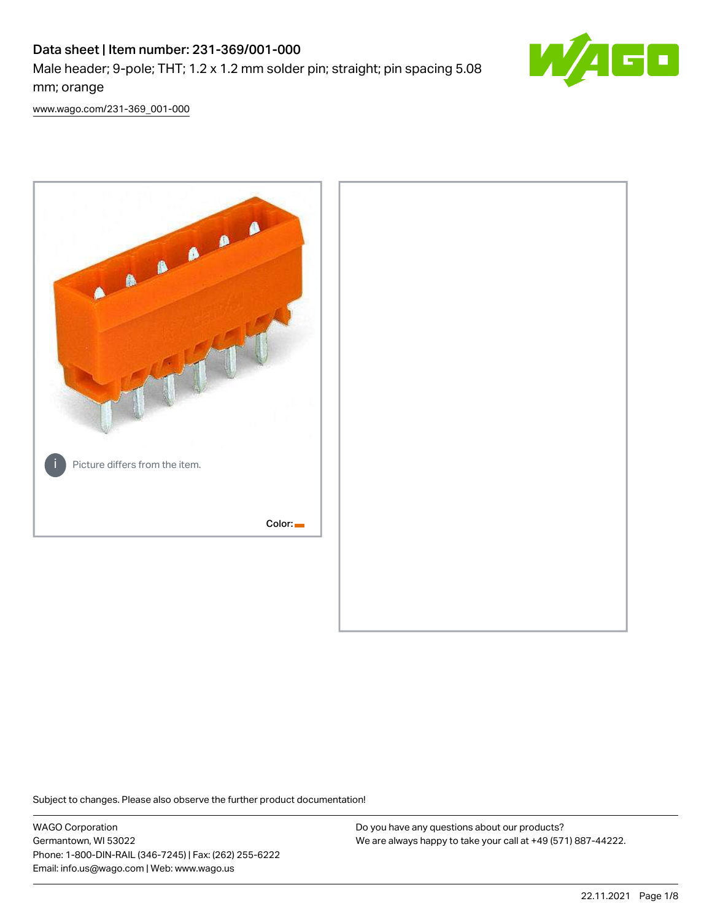# Data sheet | Item number: 231-369/001-000

Male header; 9-pole; THT; 1.2 x 1.2 mm solder pin; straight; pin spacing 5.08 mm; orange

www.wago.com/231-369_001-000

Picture differs from the item.

Color:

Subject to changes. Please also observe the further product documentation!

WAGO Corporation
Germantown, WI 53022
Phone: 1-800-DIN-RAIL (346-7245) | Fax: (262) 255-6222
Email: info.us@wago.com | Web: www.wago.us

Do you have any questions about our products?
We are always happy to take your call at +49 (571) 887-44222.

22.11.2021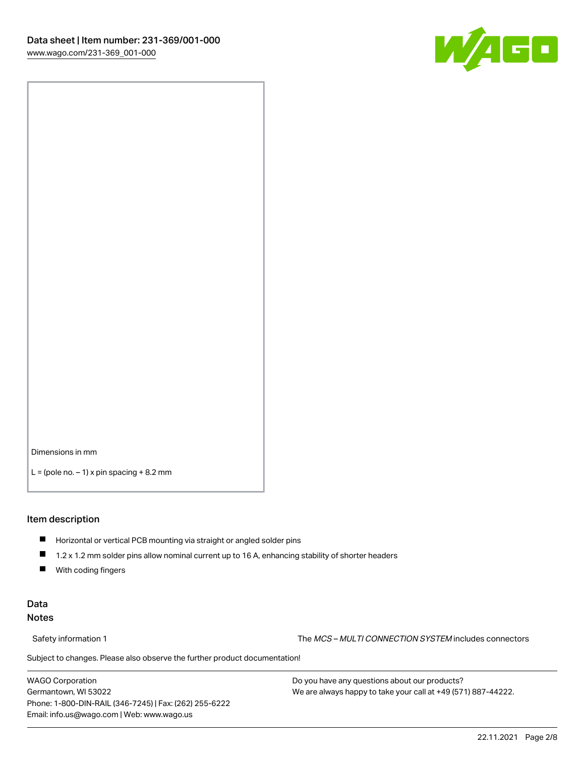Dimensions in mm

L = (pole no. – 1) x pin spacing + 8.2 mm

## Item description

- Horizontal or vertical PCB mounting via straight or angled solder pins
- 1.2 x 1.2 mm solder pins allow nominal current up to 16 A, enhancing stability of shorter headers
- With coding fingers

## Data

### Notes

Safety information 1 The *MCS – MULTI CONNECTION SYSTEM* includes connectors

Subject to changes. Please also observe the further product documentation!

WAGO Corporation
Germantown, WI 53022
Phone: 1-800-DIN-RAIL (346-7245) | Fax: (262) 255-6222
Email: info.us@wago.com | Web: www.wago.us

Do you have any questions about our products?
We are always happy to take your call at +49 (571) 887-44222.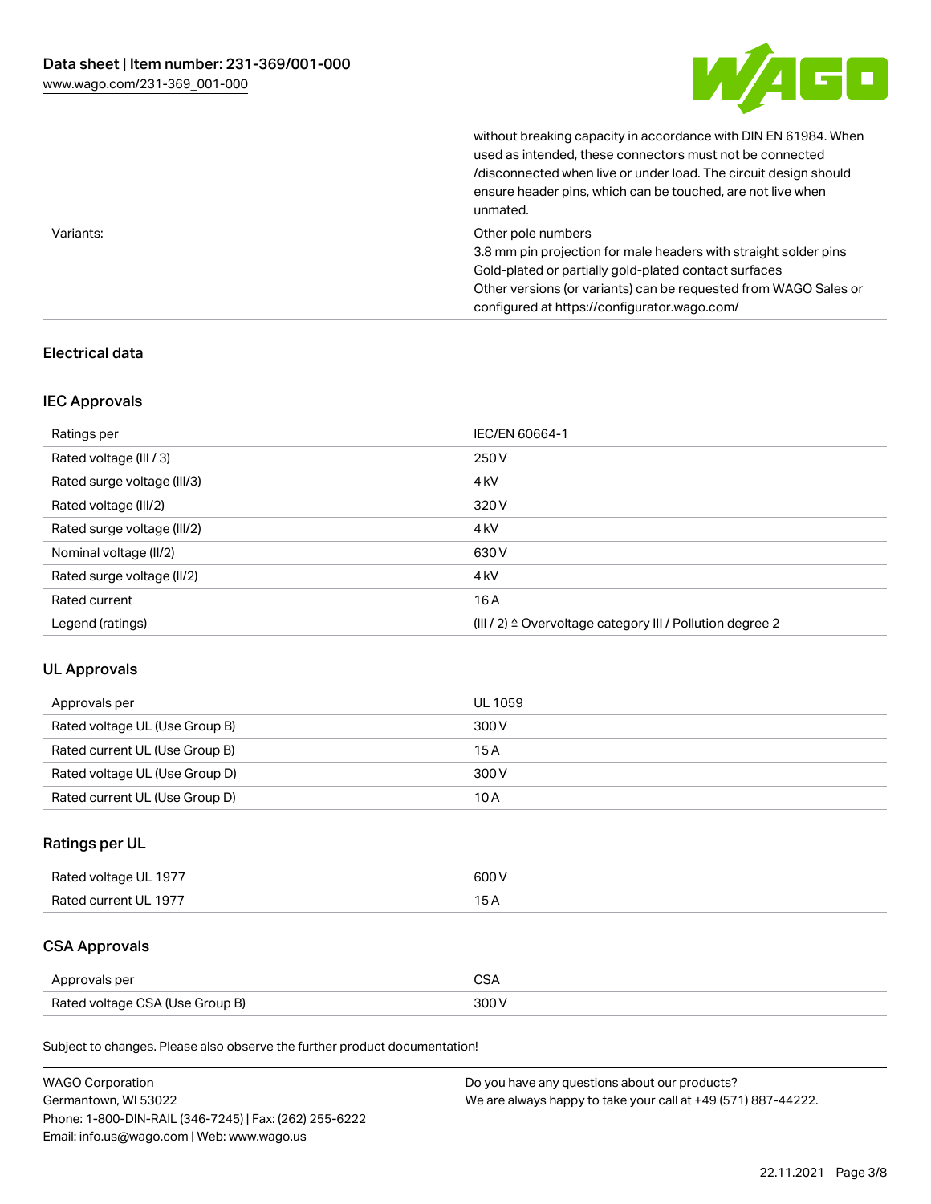| | |
|---|---|
| | without breaking capacity in accordance with DIN EN 61984. When used as intended, these connectors must not be connected /disconnected when live or under load. The circuit design should ensure header pins, which can be touched, are not live when unmated. |
| Variants: | Other pole numbers<br>3.8 mm pin projection for male headers with straight solder pins<br>Gold-plated or partially gold-plated contact surfaces<br>Other versions (or variants) can be requested from WAGO Sales or configured at https://configurator.wago.com/ |

## Electrical data

### IEC Approvals

| | |
|---|---|
| Ratings per | IEC/EN 60664-1 |
| Rated voltage (III / 3) | 250 V |
| Rated surge voltage (III/3) | 4 kV |
| Rated voltage (III/2) | 320 V |
| Rated surge voltage (III/2) | 4 kV |
| Nominal voltage (II/2) | 630 V |
| Rated surge voltage (II/2) | 4 kV |
| Rated current | 16 A |
| Legend (ratings) | (III / 2) ≙ Overvoltage category III / Pollution degree 2 |

### UL Approvals

| | |
|---|---|
| Approvals per | UL 1059 |
| Rated voltage UL (Use Group B) | 300 V |
| Rated current UL (Use Group B) | 15 A |
| Rated voltage UL (Use Group D) | 300 V |
| Rated current UL (Use Group D) | 10 A |

### Ratings per UL

| | |
|---|---|
| Rated voltage UL 1977 | 600 V |
| Rated current UL 1977 | 15 A |

### CSA Approvals

| | |
|---|---|
| Approvals per | CSA |
| Rated voltage CSA (Use Group B) | 300 V |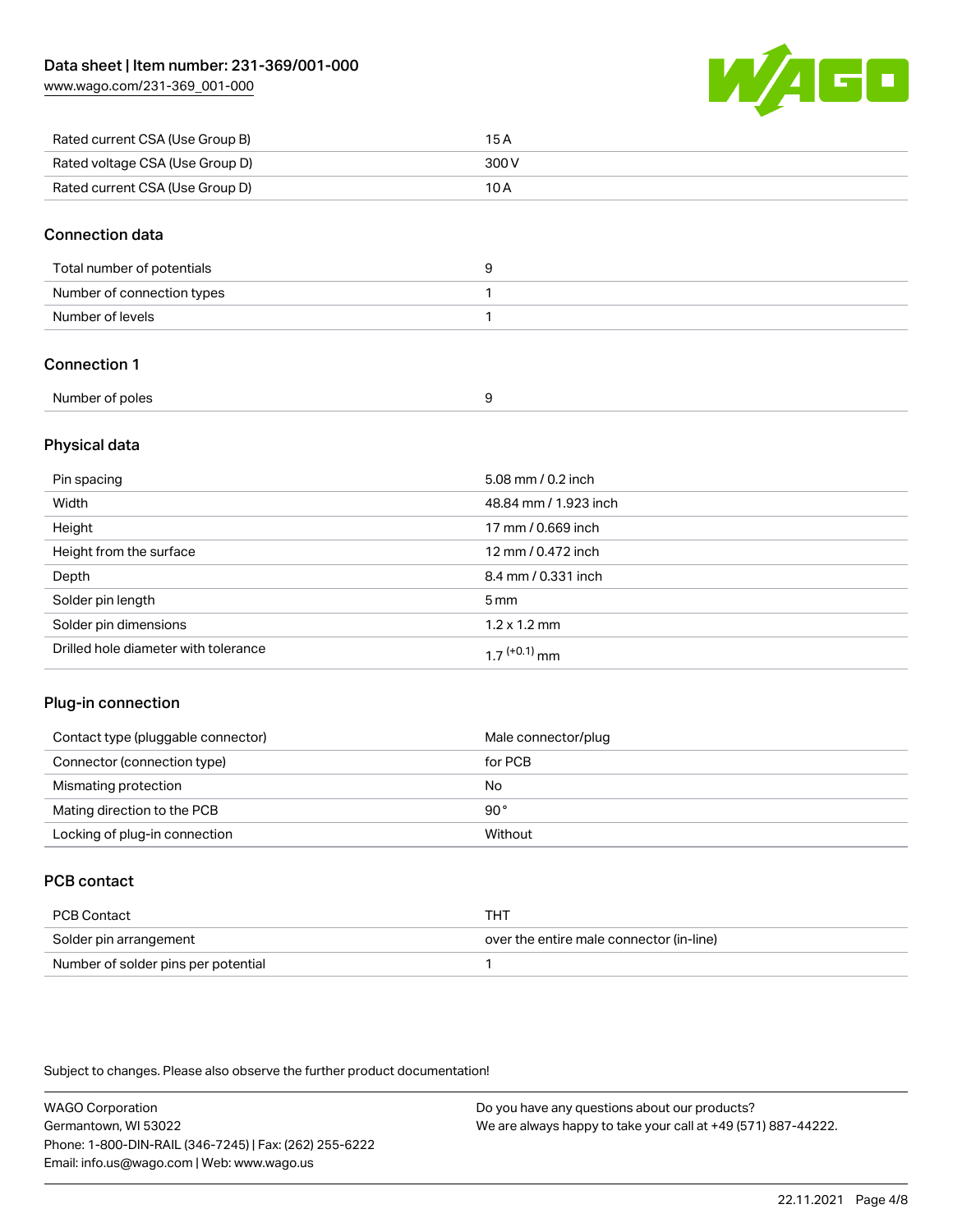| | |
|---|---|
| Rated current CSA (Use Group B) | 15 A |
| Rated voltage CSA (Use Group D) | 300 V |
| Rated current CSA (Use Group D) | 10 A |

## Connection data

| | |
|---|---|
| Total number of potentials | 9 |
| Number of connection types | 1 |
| Number of levels | 1 |

## Connection 1

| | |
|---|---|
| Number of poles | 9 |

## Physical data

| | |
|---|---|
| Pin spacing | 5.08 mm / 0.2 inch |
| Width | 48.84 mm / 1.923 inch |
| Height | 17 mm / 0.669 inch |
| Height from the surface | 12 mm / 0.472 inch |
| Depth | 8.4 mm / 0.331 inch |
| Solder pin length | 5 mm |
| Solder pin dimensions | 1.2 x 1.2 mm |
| Drilled hole diameter with tolerance | $1.7^{(+0.1)}$ mm |

## Plug-in connection

| | |
|---|---|
| Contact type (pluggable connector) | Male connector/plug |
| Connector (connection type) | for PCB |
| Mismating protection | No |
| Mating direction to the PCB | 90 ° |
| Locking of plug-in connection | Without |

## PCB contact

| | |
|---|---|
| PCB Contact | THT |
| Solder pin arrangement | over the entire male connector (in-line) |
| Number of solder pins per potential | 1 |

Subject to changes. Please also observe the further product documentation!

WAGO Corporation
Germantown, WI 53022
Phone: 1-800-DIN-RAIL (346-7245) | Fax: (262) 255-6222
Email: info.us@wago.com | Web: www.wago.us

Do you have any questions about our products?
We are always happy to take your call at +49 (571) 887-44222.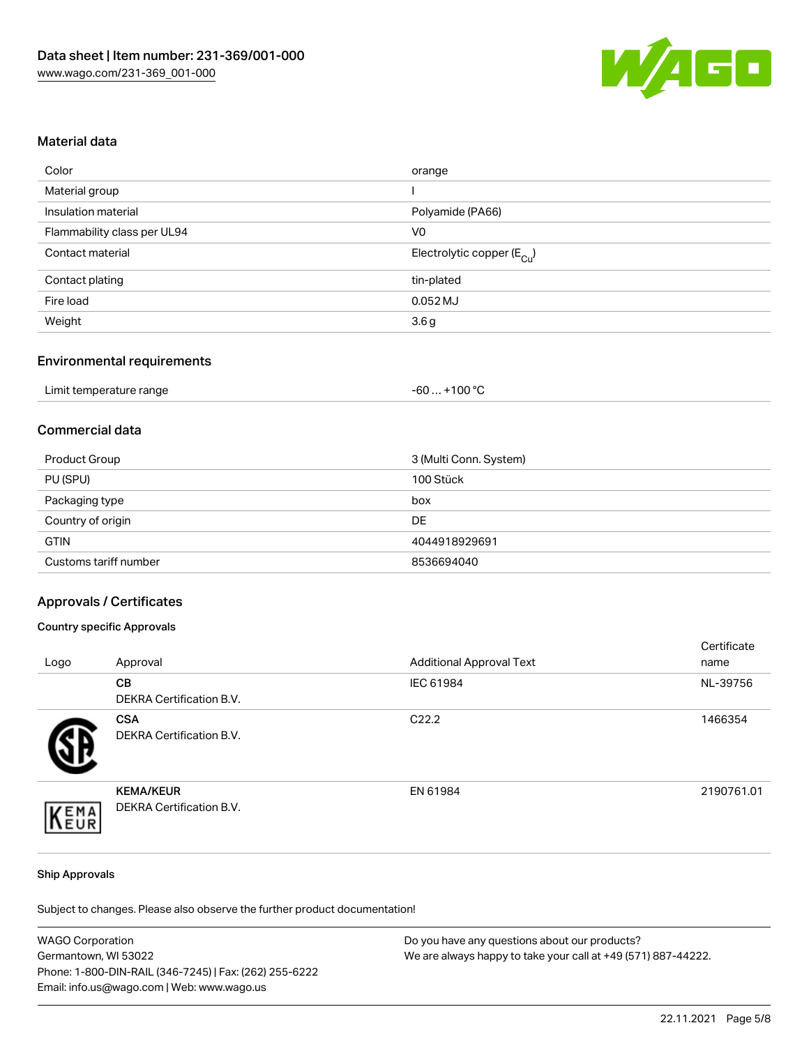## Material data

| Color | orange |
|---|---|
| Material group | I |
| Insulation material | Polyamide (PA66) |
| Flammability class per UL94 | V0 |
| Contact material | Electrolytic copper ($E_{Cu}$) |
| Contact plating | tin-plated |
| Fire load | 0.052 MJ |
| Weight | 3.6 g |

## Environmental requirements

| Limit temperature range | -60 … +100 °C |
|---|---|

## Commercial data

| Product Group | 3 (Multi Conn. System) |
|---|---|
| PU (SPU) | 100 Stück |
| Packaging type | box |
| Country of origin | DE |
| GTIN | 4044918929691 |
| Customs tariff number | 8536694040 |

## Approvals / Certificates

### Country specific Approvals

| Logo | Approval | Additional Approval Text | Certificate name |
|---|---|---|---|
| | **CB**<br>DEKRA Certification B.V. | IEC 61984 | NL-39756 |
| | **CSA**<br>DEKRA Certification B.V. | C22.2 | 1466354 |
| | **KEMA/KEUR**<br>DEKRA Certification B.V. | EN 61984 | 2190761.01 |

### Ship Approvals

Subject to changes. Please also observe the further product documentation!

WAGO Corporation
Germantown, WI 53022
Phone: 1-800-DIN-RAIL (346-7245) | Fax: (262) 255-6222
Email: info.us@wago.com | Web: www.wago.us

Do you have any questions about our products?
We are always happy to take your call at +49 (571) 887-44222.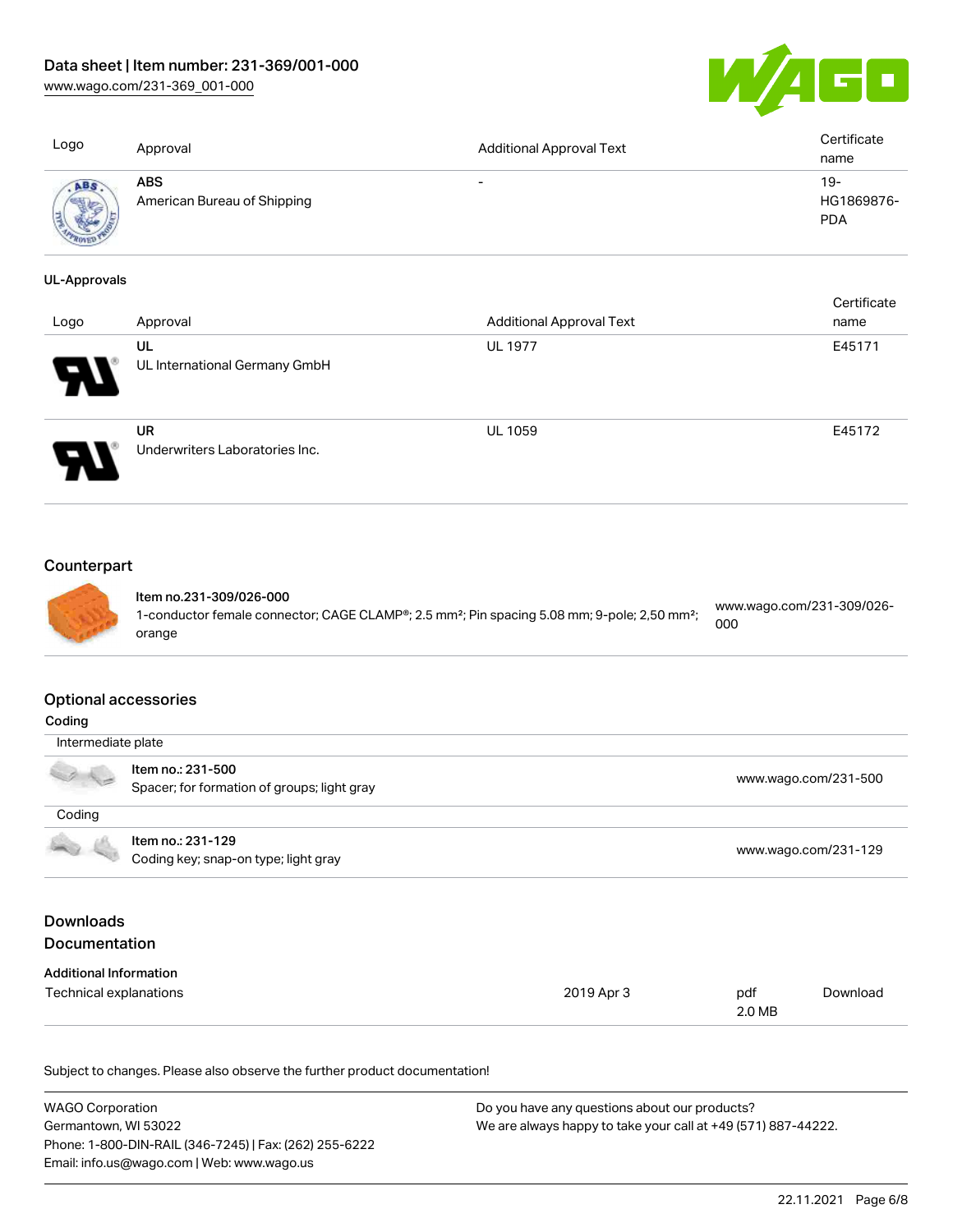| Logo | Approval | Additional Approval Text | Certificate name |
|---|---|---|---|
| | **ABS**<br>American Bureau of Shipping | - | 19-HG1869876-PDA |

**UL-Approvals**

| Logo | Approval | Additional Approval Text | Certificate name |
|---|---|---|---|
| | **UL**<br>UL International Germany GmbH | UL 1977 | E45171 |
| | **UR**<br>Underwriters Laboratories Inc. | UL 1059 | E45172 |

## Counterpart

| | | |
|---|---|---|
| | **Item no.231-309/026-000**<br>1-conductor female connector; CAGE CLAMP®; 2.5 mm²; Pin spacing 5.08 mm; 9-pole; 2,50 mm²; orange | www.wago.com/231-309/026-000 |

## Optional accessories

**Coding**

| | | |
|---|---|---|
| Intermediate plate | | |
| | **Item no.: 231-500**<br>Spacer; for formation of groups; light gray | www.wago.com/231-500 |
| Coding | | |
| | **Item no.: 231-129**<br>Coding key; snap-on type; light gray | www.wago.com/231-129 |

## Downloads

## Documentation

**Additional Information**

| | | | |
|---|---|---|---|
| Technical explanations | 2019 Apr 3 | pdf<br>2.0 MB | Download |

Subject to changes. Please also observe the further product documentation!

WAGO Corporation
Germantown, WI 53022
Phone: 1-800-DIN-RAIL (346-7245) | Fax: (262) 255-6222
Email: info.us@wago.com | Web: www.wago.us

Do you have any questions about our products?
We are always happy to take your call at +49 (571) 887-44222.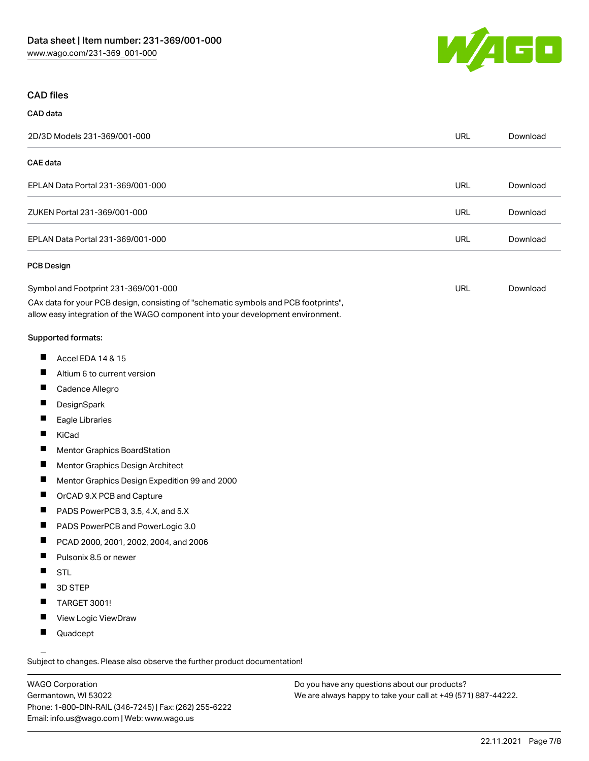## CAD files

### CAD data

| | | |
|---|---|---|
| 2D/3D Models 231-369/001-000 | URL | Download |

### CAE data

| | | |
|---|---|---|
| EPLAN Data Portal 231-369/001-000 | URL | Download |
| ZUKEN Portal 231-369/001-000 | URL | Download |
| EPLAN Data Portal 231-369/001-000 | URL | Download |

### PCB Design

| | | |
|---|---|---|
| Symbol and Footprint 231-369/001-000 | URL | Download |

CAx data for your PCB design, consisting of "schematic symbols and PCB footprints", allow easy integration of the WAGO component into your development environment.

**Supported formats:**

- Accel EDA 14 & 15
- Altium 6 to current version
- Cadence Allegro
- DesignSpark
- Eagle Libraries
- KiCad
- Mentor Graphics BoardStation
- Mentor Graphics Design Architect
- Mentor Graphics Design Expedition 99 and 2000
- OrCAD 9.X PCB and Capture
- PADS PowerPCB 3, 3.5, 4.X, and 5.X
- PADS PowerPCB and PowerLogic 3.0
- PCAD 2000, 2001, 2002, 2004, and 2006
- Pulsonix 8.5 or newer
- STL
- 3D STEP
- TARGET 3001!
- View Logic ViewDraw
- Quadcept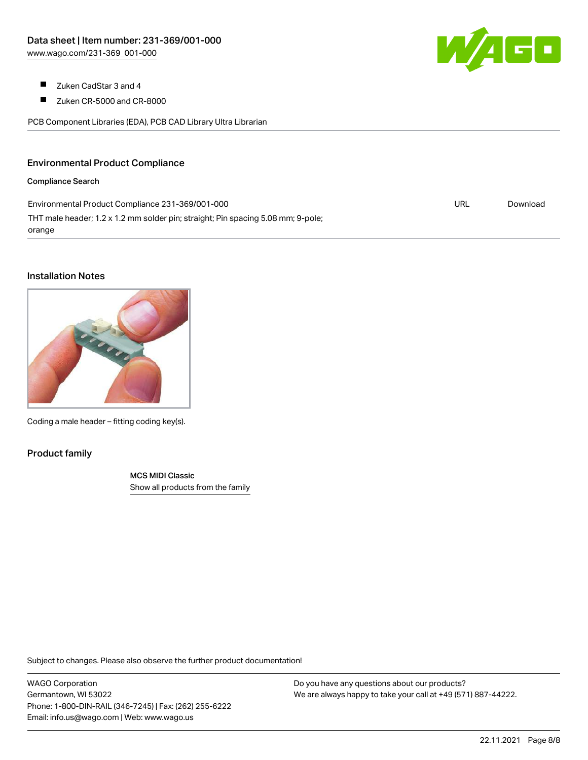- Zuken CadStar 3 and 4
- Zuken CR-5000 and CR-8000

PCB Component Libraries (EDA), PCB CAD Library Ultra Librarian

## Environmental Product Compliance

### Compliance Search

| | | |
|---|---|---|
| Environmental Product Compliance 231-369/001-000<br>THT male header; 1.2 x 1.2 mm solder pin; straight; Pin spacing 5.08 mm; 9-pole; orange | URL | Download |

## Installation Notes

Coding a male header – fitting coding key(s).

## Product family

MCS MIDI Classic
Show all products from the family

Subject to changes. Please also observe the further product documentation!

WAGO Corporation
Germantown, WI 53022
Phone: 1-800-DIN-RAIL (346-7245) | Fax: (262) 255-6222
Email: info.us@wago.com | Web: www.wago.us

Do you have any questions about our products?
We are always happy to take your call at +49 (571) 887-44222.